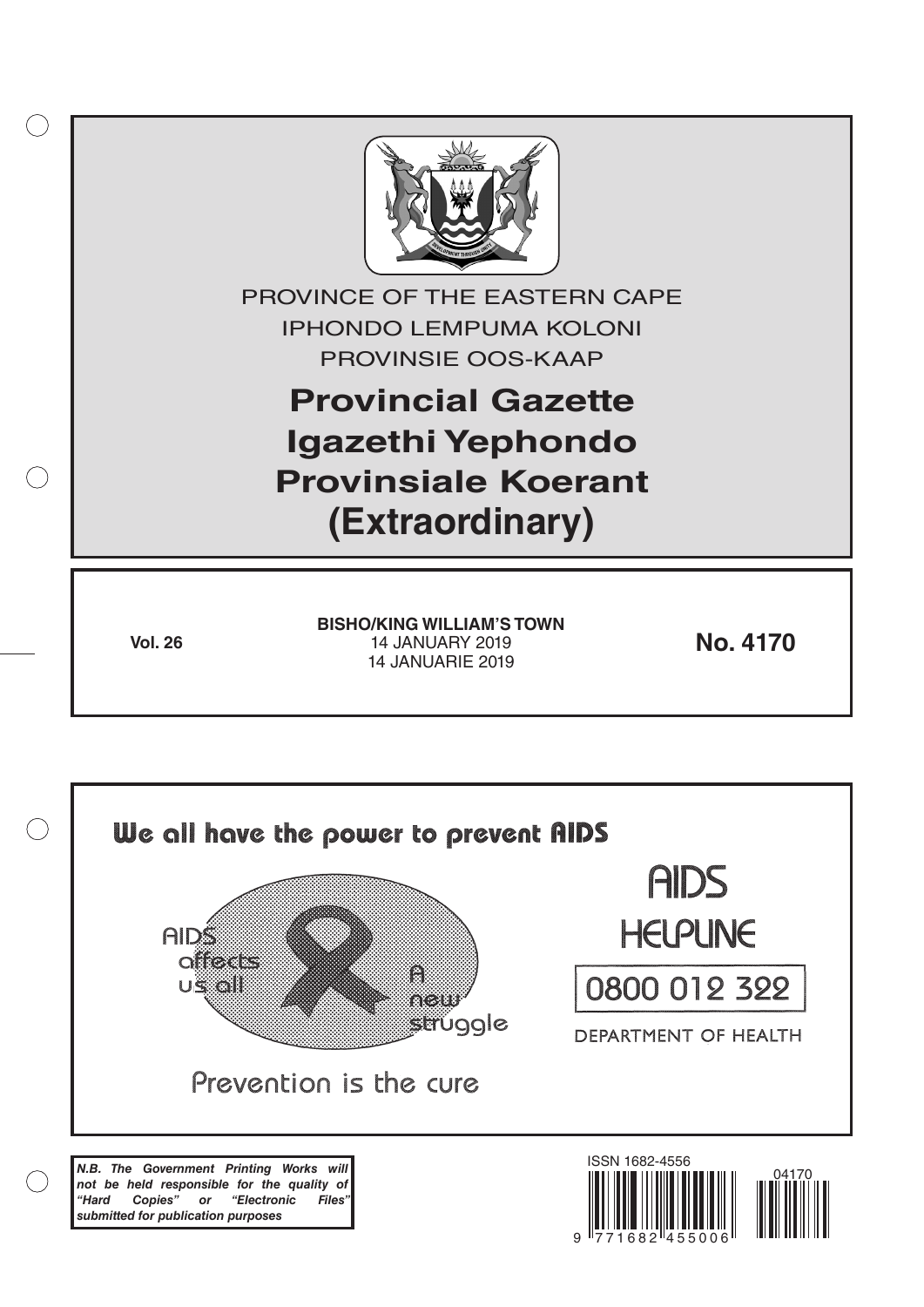PROVINCE OF THE EASTERN CAPE

IPHONDO LEMPUMA KOLONI

PROVINSIE OOS-KAAP

# Provincial Gazette
# Igazethi Yephondo
# Provinsiale Koerant
# (Extraordinary)

**Vol. 26**

**BISHO/KING WILLIAM'S TOWN**
14 JANUARY 2019
14 JANUARIE 2019

**No. 4170**

We all have the power to prevent AIDS

AIDS affects us all

A new struggle

Prevention is the cure

AIDS HELPLINE

0800 012 322

DEPARTMENT OF HEALTH

***N.B. The Government Printing Works will not be held responsible for the quality of "Hard Copies" or "Electronic Files" submitted for publication purposes***

ISSN 1682-4556

04170

9 771682 455006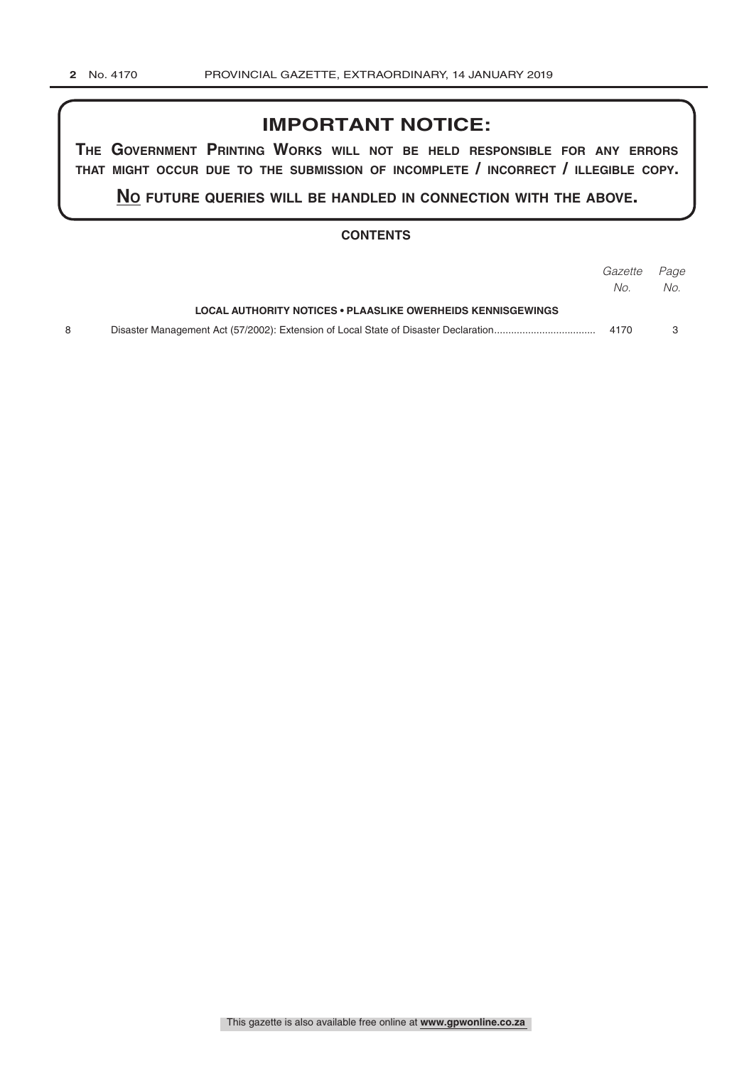## IMPORTANT NOTICE:

**The Government Printing Works will not be held responsible for any errors that might occur due to the submission of incomplete / incorrect / illegible copy.**

**No future queries will be handled in connection with the above.**

### CONTENTS

| | | *Gazette No.* | *Page No.* |
|---|---|---|---|
| | **LOCAL AUTHORITY NOTICES • PLAASLIKE OWERHEIDS KENNISGEWINGS** | | |
| 8 | Disaster Management Act (57/2002): Extension of Local State of Disaster Declaration | 4170 | 3 |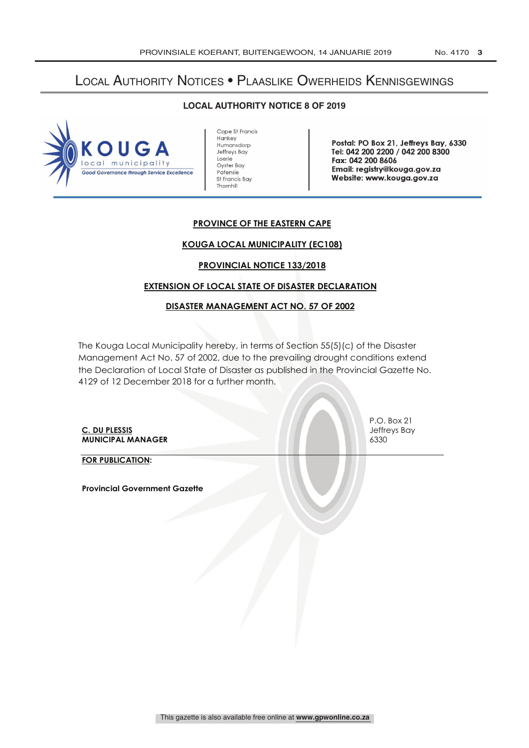# Local Authority Notices • Plaaslike Owerheids Kennisgewings

## LOCAL AUTHORITY NOTICE 8 OF 2019

**KOUGA**
local municipality
*Good Governance through Service Excellence*

Cape St Francis
Hankey
Humansdorp
Jeffreys Bay
Loerie
Oyster Bay
Patensie
St Francis Bay
Thornhill

**Postal: PO Box 21, Jeffreys Bay, 6330**
**Tel: 042 200 2200 / 042 200 8300**
**Fax: 042 200 8606**
**Email: registry@kouga.gov.za**
**Website: www.kouga.gov.za**

**PROVINCE OF THE EASTERN CAPE**

**KOUGA LOCAL MUNICIPALITY (EC108)**

**PROVINCIAL NOTICE 133/2018**

**EXTENSION OF LOCAL STATE OF DISASTER DECLARATION**

**DISASTER MANAGEMENT ACT NO. 57 OF 2002**

The Kouga Local Municipality hereby, in terms of Section 55(5)(c) of the Disaster Management Act No. 57 of 2002, due to the prevailing drought conditions extend the Declaration of Local State of Disaster as published in the Provincial Gazette No. 4129 of 12 December 2018 for a further month.

**C. DU PLESSIS**
**MUNICIPAL MANAGER**

P.O. Box 21
Jeffreys Bay
6330

**FOR PUBLICATION:**

**Provincial Government Gazette**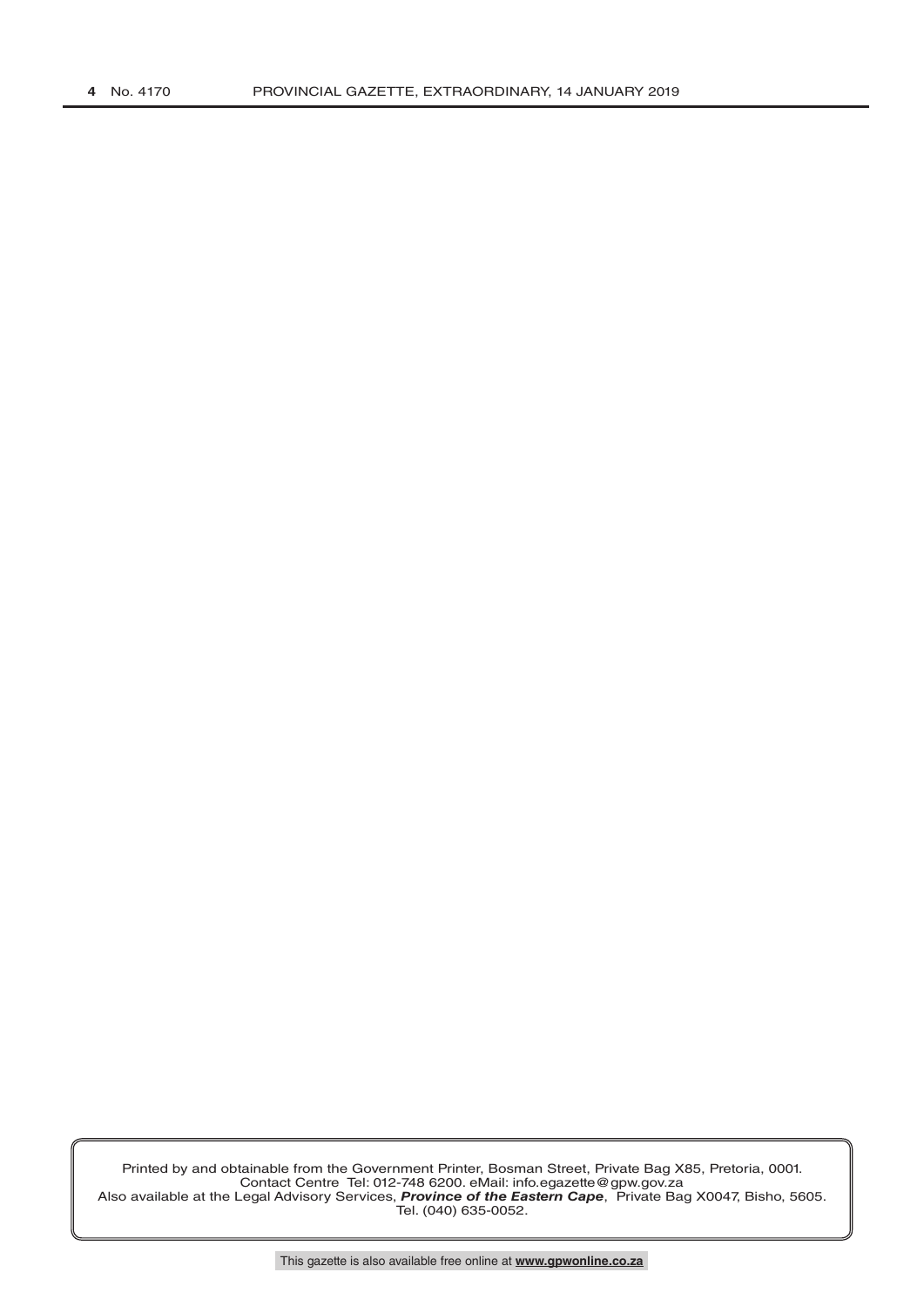Printed by and obtainable from the Government Printer, Bosman Street, Private Bag X85, Pretoria, 0001.
Contact Centre Tel: 012-748 6200. eMail: info.egazette@gpw.gov.za
Also available at the Legal Advisory Services, ***Province of the Eastern Cape***, Private Bag X0047, Bisho, 5605.
Tel. (040) 635-0052.

This gazette is also available free online at **www.gpwonline.co.za**